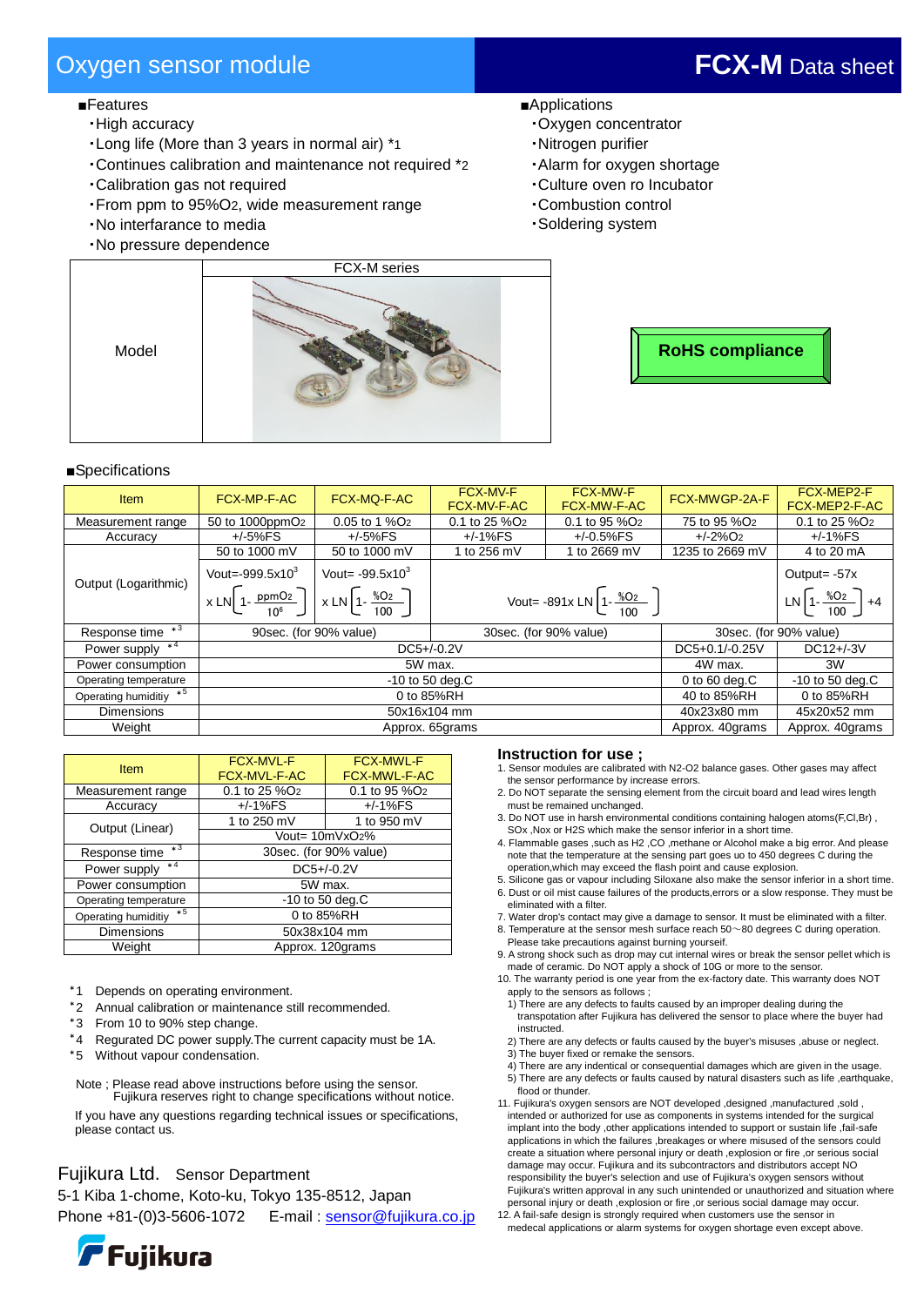# Oxygen sensor module

## FCX-M Data sheet

■Features

- ・High accuracy
- ・Long life (More than 3 years in normal air) *1
- ・Continues calibration and maintenance not required *2
- ・Calibration gas not required
- ・From ppm to 95%$O_2$, wide measurement range
- ・No interfarance to media
- ・No pressure dependence

■Applications

- ・Oxygen concentrator
- ・Nitrogen purifier
- ・Alarm for oxygen shortage
- ・Culture oven ro Incubator
- ・Combustion control
- ・Soldering system

| Model | FCX-M series |
|---|---|

**RoHS compliance**

■Specifications

| Item | FCX-MP-F-AC | FCX-MQ-F-AC | FCX-MV-F FCX-MV-F-AC | FCX-MW-F FCX-MW-F-AC | FCX-MWGP-2A-F | FCX-MEP2-F FCX-MEP2-F-AC |
|---|---|---|---|---|---|---|
| Measurement range | 50 to 1000ppm$O_2$ | 0.05 to 1 %$O_2$ | 0.1 to 25 %$O_2$ | 0.1 to 95 %$O_2$ | 75 to 95 %$O_2$ | 0.1 to 25 %$O_2$ |
| Accuracy | +/-5%FS | +/-5%FS | +/-1%FS | +/-0.5%FS | +/-2%$O_2$ | +/-1%FS |
| Output (Logarithmic) | 50 to 1000 mV | 50 to 1000 mV | 1 to 256 mV | 1 to 2669 mV | 1235 to 2669 mV | 4 to 20 mA |
| | $Vout=-999.5x10^3 \times LN\left[1-\frac{ppmO_2}{10^6}\right]$ | $Vout=-99.5x10^3 \times LN\left[1-\frac{\%O_2}{100}\right]$ | $Vout=-891x\,LN\left[1-\frac{\%O_2}{100}\right]$ | | | $Output=-57x\,LN\left[1-\frac{\%O_2}{100}\right]+4$ |
| Response time *3 | 90sec. (for 90% value) | | 30sec. (for 90% value) | | 30sec. (for 90% value) | |
| Power supply *4 | DC5+/-0.2V | | | | DC5+0.1/-0.25V | DC12+/-3V |
| Power consumption | 5W max. | | | | 4W max. | 3W |
| Operating temperature | -10 to 50 deg.C | | | | 0 to 60 deg.C | -10 to 50 deg.C |
| Operating humiditiy *5 | 0 to 85%RH | | | | 40 to 85%RH | 0 to 85%RH |
| Dimensions | 50x16x104 mm | | | | 40x23x80 mm | 45x20x52 mm |
| Weight | Approx. 65grams | | | | Approx. 40grams | Approx. 40grams |

| Item | FCX-MVL-F FCX-MVL-F-AC | FCX-MWL-F FCX-MWL-F-AC |
|---|---|---|
| Measurement range | 0.1 to 25 %$O_2$ | 0.1 to 95 %$O_2$ |
| Accuracy | +/-1%FS | +/-1%FS |
| Output (Linear) | 1 to 250 mV | 1 to 950 mV |
| | Vout= 10mVx$O_2$% | |
| Response time *3 | 30sec. (for 90% value) | |
| Power supply *4 | DC5+/-0.2V | |
| Power consumption | 5W max. | |
| Operating temperature | -10 to 50 deg.C | |
| Operating humiditiy *5 | 0 to 85%RH | |
| Dimensions | 50x38x104 mm | |
| Weight | Approx. 120grams | |

*1 Depends on operating environment.
*2 Annual calibration or maintenance still recommended.
*3 From 10 to 90% step change.
*4 Regurated DC power supply.The current capacity must be 1A.
*5 Without vapour condensation.

Note ; Please read above instructions before using the sensor.
Fujikura reserves right to change specifications without notice.

If you have any questions regarding technical issues or specifications, please contact us.

Fujikura Ltd. Sensor Department
5-1 Kiba 1-chome, Koto-ku, Tokyo 135-8512, Japan
Phone +81-(0)3-5606-1072 E-mail : sensor@fujikura.co.jp

Fujikura

### Instruction for use ;

1. Sensor modules are calibrated with N2-O2 balance gases. Other gases may affect the sensor performance by increase errors.
2. Do NOT separate the sensing element from the circuit board and lead wires length must be remained unchanged.
3. Do NOT use in harsh environmental conditions containing halogen atoms(F,Cl,Br) , SOx ,Nox or H2S which make the sensor inferior in a short time.
4. Flammable gases ,such as H2 ,CO ,methane or Alcohol make a big error. And please note that the temperature at the sensing part goes uo to 450 degrees C during the operation,which may exceed the flash point and cause explosion.
5. Silicone gas or vapour including Siloxane also make the sensor inferior in a short time.
6. Dust or oil mist cause failures of the products,errors or a slow response. They must be eliminated with a filter.
7. Water drop's contact may give a damage to sensor. It must be eliminated with a filter.
8. Temperature at the sensor mesh surface reach 50～80 degrees C during operation. Please take precautions against burning yourself.
9. A strong shock such as drop may cut internal wires or break the sensor pellet which is made of ceramic. Do NOT apply a shock of 10G or more to the sensor.
10. The warranty period is one year from the ex-factory date. This warranty does NOT apply to the sensors as follows ;
    1) There are any defects to faults caused by an improper dealing during the transpotation after Fujikura has delivered the sensor to place where the buyer had instructed.
    2) There are any defects or faults caused by the buyer's misuses ,abuse or neglect.
    3) The buyer fixed or remake the sensors.
    4) There are any indentical or consequential damages which are given in the usage.
    5) There are any defects or faults caused by natural disasters such as life ,earthquake, flood or thunder.
11. Fujikura's oxygen sensors are NOT developed ,designed ,manufactured ,sold , intended or authorized for use as components in systems intended for the surgical implant into the body ,other applications intended to support or sustain life ,fail-safe applications in which the failures ,breakages or where misused of the sensors could create a situation where personal injury or death ,explosion or fire ,or serious social damage may occur. Fujikura and its subcontractors and distributors accept NO responsibility the buyer's selection and use of Fujikura's oxygen sensors without Fujikura's written approval in any such unintended or unauthorized and situation where personal injury or death ,explosion or fire ,or serious social damage may occur.
12. A fail-safe design is strongly required when customers use the sensor in medecal applications or alarm systems for oxygen shortage even except above.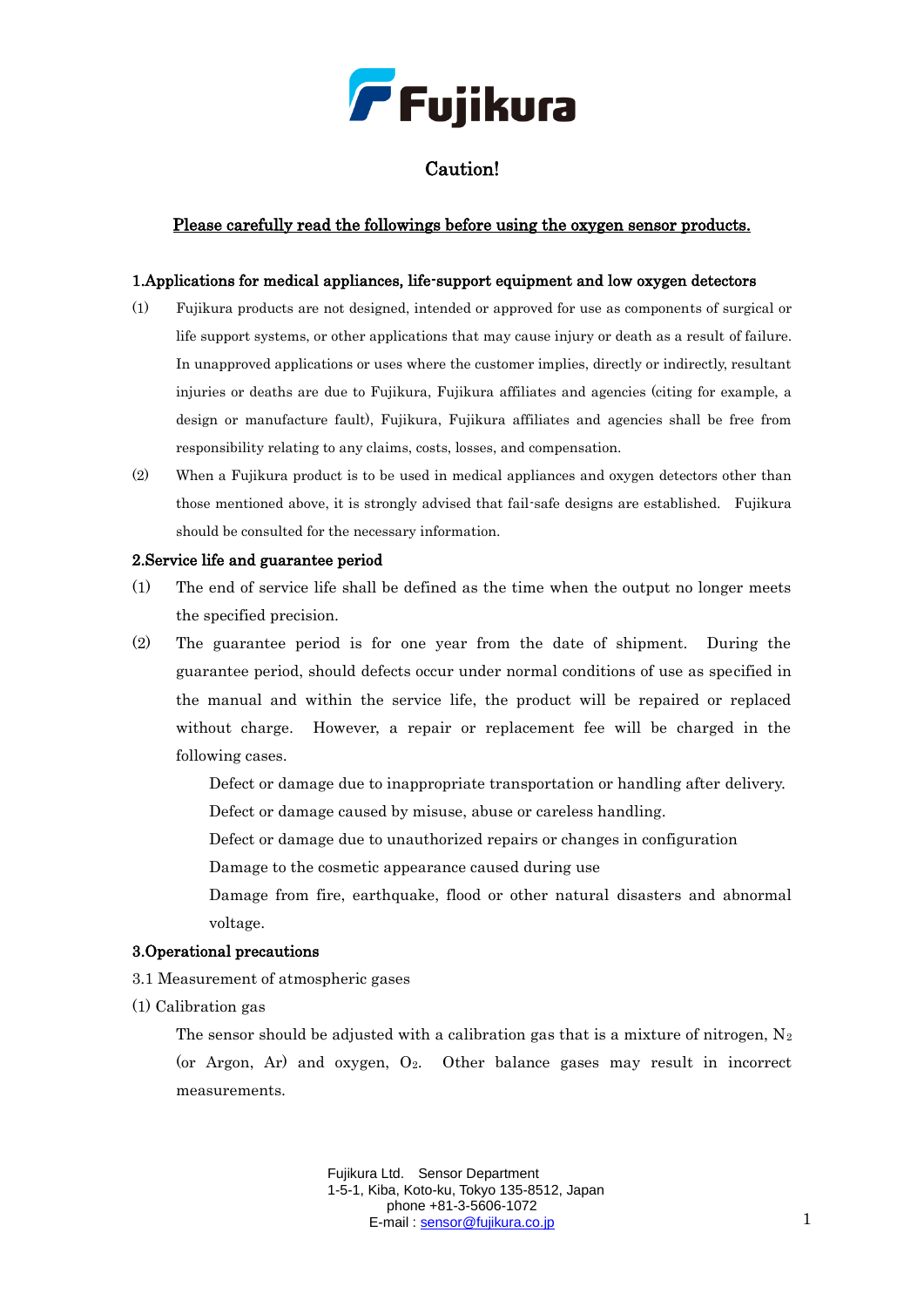Fujikura

# Caution!

## Please carefully read the followings before using the oxygen sensor products.

### 1.Applications for medical appliances, life-support equipment and low oxygen detectors

(1) Fujikura products are not designed, intended or approved for use as components of surgical or life support systems, or other applications that may cause injury or death as a result of failure. In unapproved applications or uses where the customer implies, directly or indirectly, resultant injuries or deaths are due to Fujikura, Fujikura affiliates and agencies (citing for example, a design or manufacture fault), Fujikura, Fujikura affiliates and agencies shall be free from responsibility relating to any claims, costs, losses, and compensation.

(2) When a Fujikura product is to be used in medical appliances and oxygen detectors other than those mentioned above, it is strongly advised that fail-safe designs are established. Fujikura should be consulted for the necessary information.

### 2.Service life and guarantee period

(1) The end of service life shall be defined as the time when the output no longer meets the specified precision.

(2) The guarantee period is for one year from the date of shipment. During the guarantee period, should defects occur under normal conditions of use as specified in the manual and within the service life, the product will be repaired or replaced without charge. However, a repair or replacement fee will be charged in the following cases.

Defect or damage due to inappropriate transportation or handling after delivery.

Defect or damage caused by misuse, abuse or careless handling.

Defect or damage due to unauthorized repairs or changes in configuration

Damage to the cosmetic appearance caused during use

Damage from fire, earthquake, flood or other natural disasters and abnormal voltage.

### 3.Operational precautions

3.1 Measurement of atmospheric gases

(1) Calibration gas

The sensor should be adjusted with a calibration gas that is a mixture of nitrogen, $N_2$ (or Argon, Ar) and oxygen, $O_2$. Other balance gases may result in incorrect measurements.

Fujikura Ltd. Sensor Department
1-5-1, Kiba, Koto-ku, Tokyo 135-8512, Japan
phone +81-3-5606-1072
E-mail : sensor@fujikura.co.jp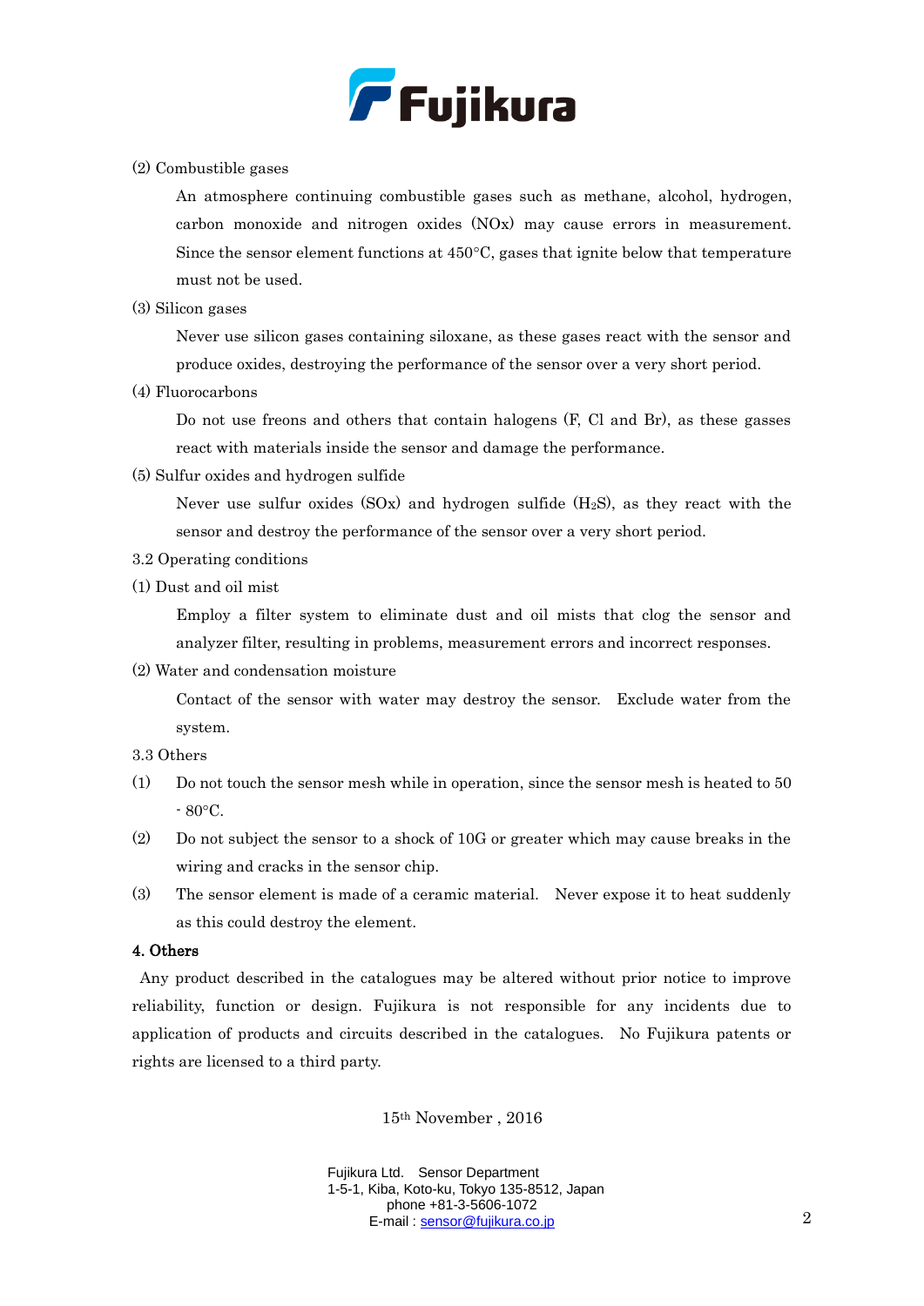(2) Combustible gases

An atmosphere continuing combustible gases such as methane, alcohol, hydrogen, carbon monoxide and nitrogen oxides (NOx) may cause errors in measurement. Since the sensor element functions at 450°C, gases that ignite below that temperature must not be used.

(3) Silicon gases

Never use silicon gases containing siloxane, as these gases react with the sensor and produce oxides, destroying the performance of the sensor over a very short period.

(4) Fluorocarbons

Do not use freons and others that contain halogens (F, Cl and Br), as these gasses react with materials inside the sensor and damage the performance.

(5) Sulfur oxides and hydrogen sulfide

Never use sulfur oxides (SOx) and hydrogen sulfide ($H_2S$), as they react with the sensor and destroy the performance of the sensor over a very short period.

3.2 Operating conditions

(1) Dust and oil mist

Employ a filter system to eliminate dust and oil mists that clog the sensor and analyzer filter, resulting in problems, measurement errors and incorrect responses.

(2) Water and condensation moisture

Contact of the sensor with water may destroy the sensor. Exclude water from the system.

3.3 Others

(1) Do not touch the sensor mesh while in operation, since the sensor mesh is heated to 50 - 80°C.

(2) Do not subject the sensor to a shock of 10G or greater which may cause breaks in the wiring and cracks in the sensor chip.

(3) The sensor element is made of a ceramic material. Never expose it to heat suddenly as this could destroy the element.

**4. Others**

Any product described in the catalogues may be altered without prior notice to improve reliability, function or design. Fujikura is not responsible for any incidents due to application of products and circuits described in the catalogues. No Fujikura patents or rights are licensed to a third party.

15th November , 2016

Fujikura Ltd. Sensor Department
1-5-1, Kiba, Koto-ku, Tokyo 135-8512, Japan
phone +81-3-5606-1072
E-mail : sensor@fujikura.co.jp